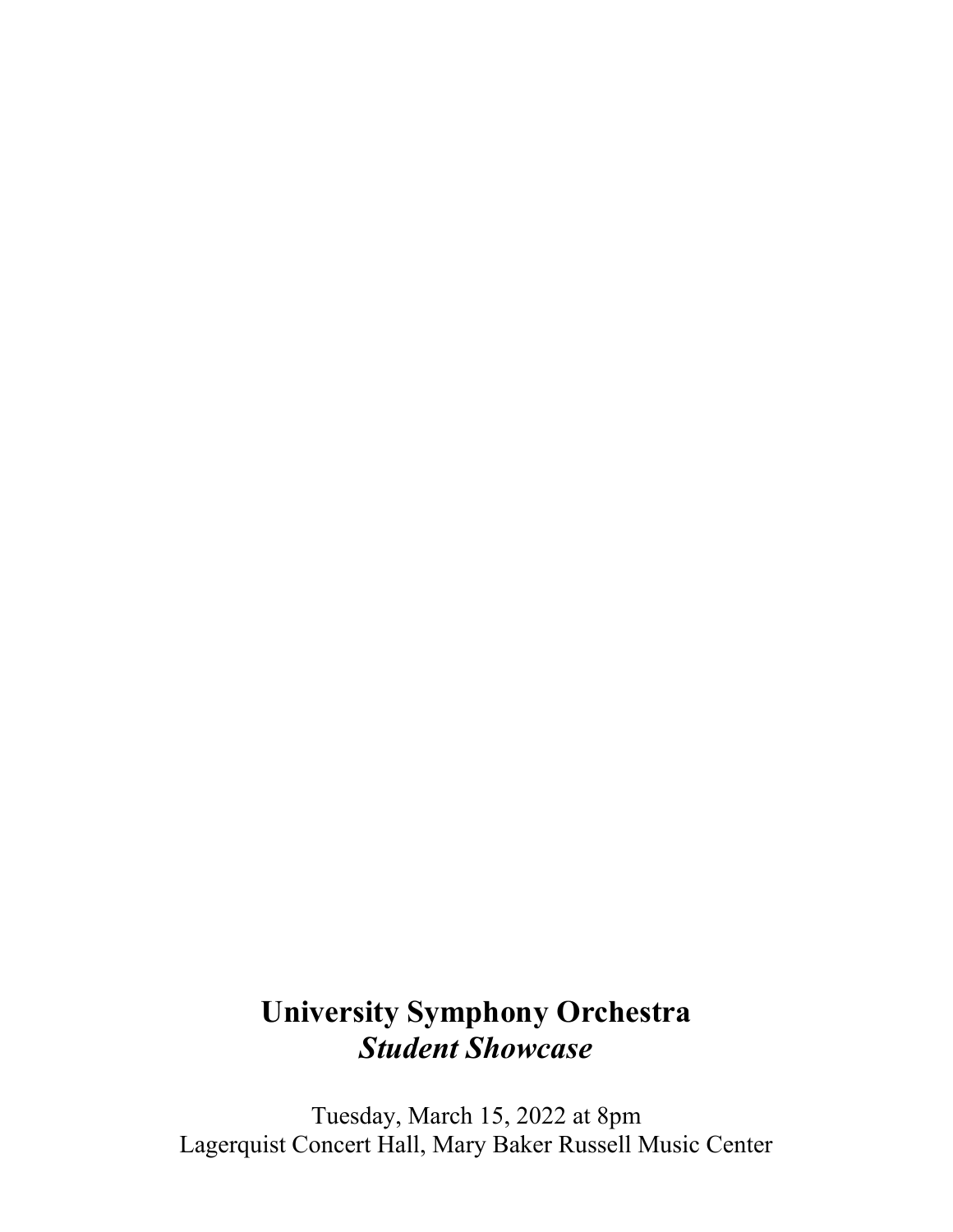# University Symphony Orchestra

## *Student Showcase*

Tuesday, March 15, 2022 at 8pm
Lagerquist Concert Hall, Mary Baker Russell Music Center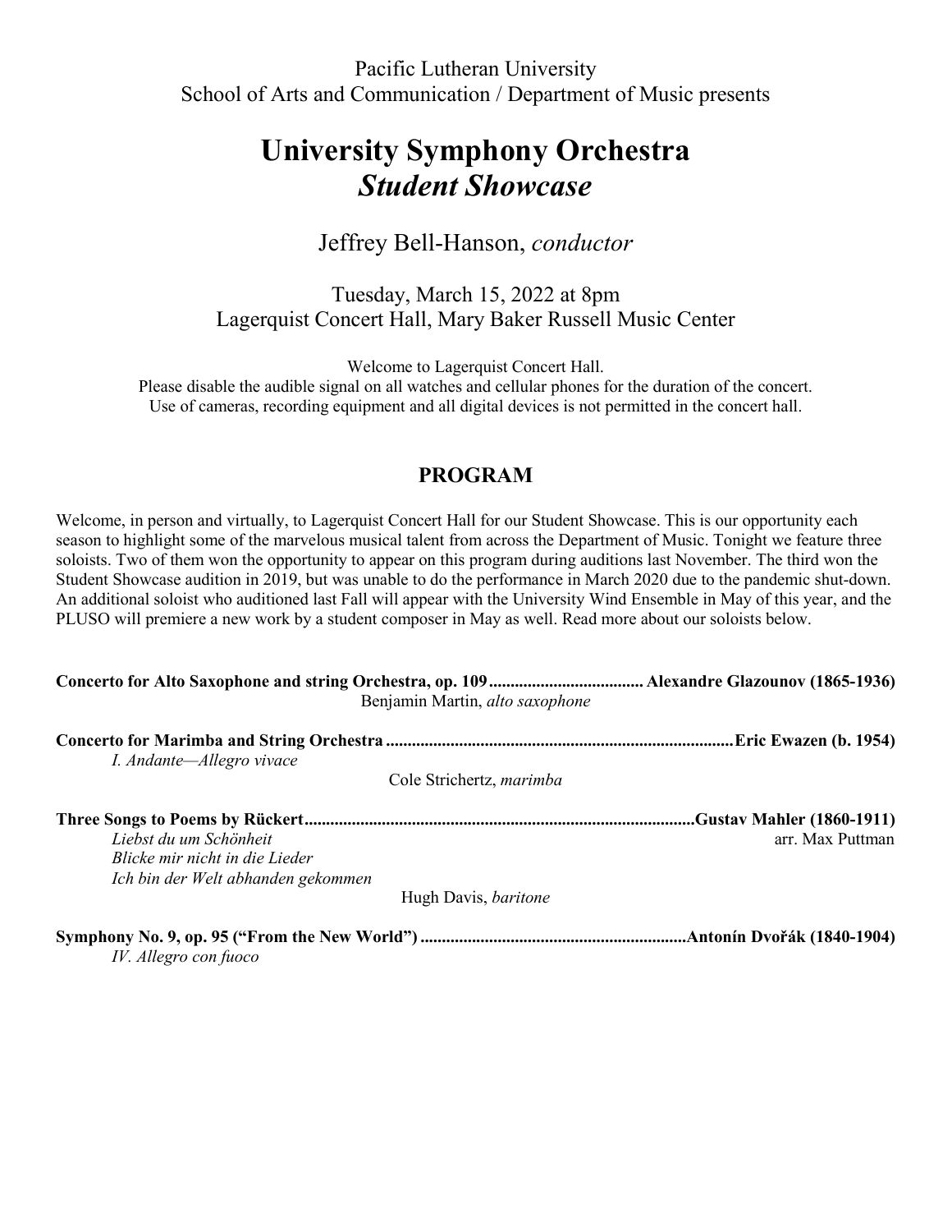Pacific Lutheran University
School of Arts and Communication / Department of Music presents

# University Symphony Orchestra
# *Student Showcase*

Jeffrey Bell-Hanson, *conductor*

Tuesday, March 15, 2022 at 8pm
Lagerquist Concert Hall, Mary Baker Russell Music Center

Welcome to Lagerquist Concert Hall.
Please disable the audible signal on all watches and cellular phones for the duration of the concert.
Use of cameras, recording equipment and all digital devices is not permitted in the concert hall.

## PROGRAM

Welcome, in person and virtually, to Lagerquist Concert Hall for our Student Showcase. This is our opportunity each season to highlight some of the marvelous musical talent from across the Department of Music. Tonight we feature three soloists. Two of them won the opportunity to appear on this program during auditions last November. The third won the Student Showcase audition in 2019, but was unable to do the performance in March 2020 due to the pandemic shut-down. An additional soloist who auditioned last Fall will appear with the University Wind Ensemble in May of this year, and the PLUSO will premiere a new work by a student composer in May as well. Read more about our soloists below.

**Concerto for Alto Saxophone and string Orchestra, op. 109 .................................... Alexandre Glazounov (1865-1936)**
Benjamin Martin, *alto saxophone*

**Concerto for Marimba and String Orchestra ................................................................................ Eric Ewazen (b. 1954)**
*I. Andante—Allegro vivace*
Cole Strichertz, *marimba*

**Three Songs to Poems by Rückert ........................................................................................... Gustav Mahler (1860-1911)**
*Liebst du um Schönheit* arr. Max Puttman
*Blicke mir nicht in die Lieder*
*Ich bin der Welt abhanden gekommen*
Hugh Davis, *baritone*

**Symphony No. 9, op. 95 ("From the New World") ............................................................. Antonín Dvořák (1840-1904)**
*IV. Allegro con fuoco*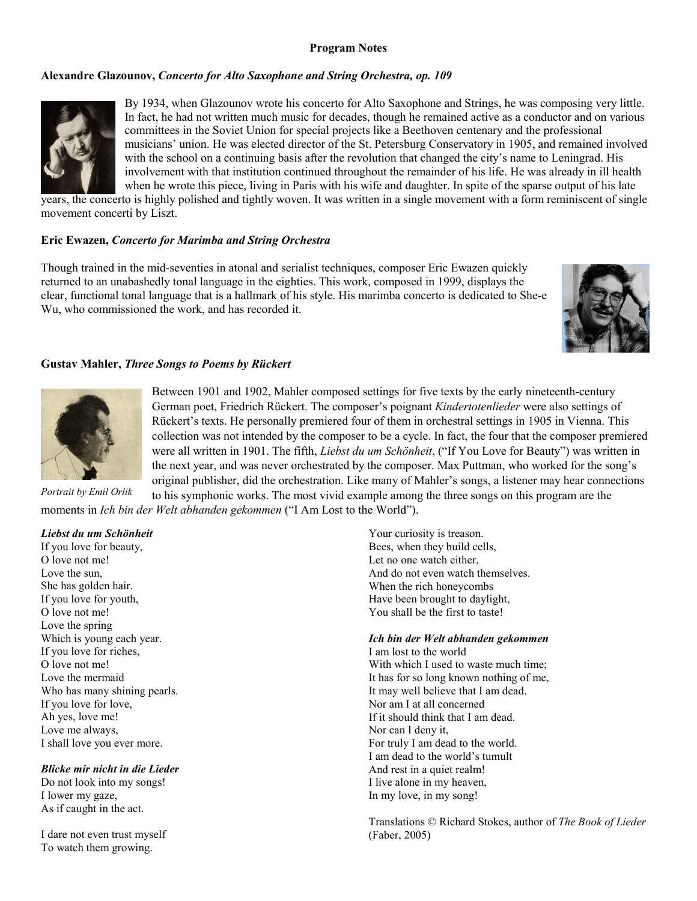## Program Notes

### Alexandre Glazounov, *Concerto for Alto Saxophone and String Orchestra, op. 109*

By 1934, when Glazounov wrote his concerto for Alto Saxophone and Strings, he was composing very little. In fact, he had not written much music for decades, though he remained active as a conductor and on various committees in the Soviet Union for special projects like a Beethoven centenary and the professional musicians' union. He was elected director of the St. Petersburg Conservatory in 1905, and remained involved with the school on a continuing basis after the revolution that changed the city's name to Leningrad. His involvement with that institution continued throughout the remainder of his life. He was already in ill health when he wrote this piece, living in Paris with his wife and daughter. In spite of the sparse output of his late years, the concerto is highly polished and tightly woven. It was written in a single movement with a form reminiscent of single movement concerti by Liszt.

### Eric Ewazen, *Concerto for Marimba and String Orchestra*

Though trained in the mid-seventies in atonal and serialist techniques, composer Eric Ewazen quickly returned to an unabashedly tonal language in the eighties. This work, composed in 1999, displays the clear, functional tonal language that is a hallmark of his style. His marimba concerto is dedicated to She-e Wu, who commissioned the work, and has recorded it.

### Gustav Mahler, *Three Songs to Poems by Rückert*

*Portrait by Emil Orlik*

Between 1901 and 1902, Mahler composed settings for five texts by the early nineteenth-century German poet, Friedrich Rückert. The composer's poignant *Kindertotenlieder* were also settings of Rückert's texts. He personally premiered four of them in orchestral settings in 1905 in Vienna. This collection was not intended by the composer to be a cycle. In fact, the four that the composer premiered were all written in 1901. The fifth, *Liebst du um Schönheit*, ("If You Love for Beauty") was written in the next year, and was never orchestrated by the composer. Max Puttman, who worked for the song's original publisher, did the orchestration. Like many of Mahler's songs, a listener may hear connections to his symphonic works. The most vivid example among the three songs on this program are the moments in *Ich bin der Welt abhanden gekommen* ("I Am Lost to the World").

***Liebst du um Schönheit***

If you love for beauty,  
O love not me!  
Love the sun,  
She has golden hair.  
If you love for youth,  
O love not me!  
Love the spring  
Which is young each year.  
If you love for riches,  
O love not me!  
Love the mermaid  
Who has many shining pearls.  
If you love for love,  
Ah yes, love me!  
Love me always,  
I shall love you ever more.

***Blicke mir nicht in die Lieder***

Do not look into my songs!  
I lower my gaze,  
As if caught in the act.

I dare not even trust myself  
To watch them growing.  
Your curiosity is treason.  
Bees, when they build cells,  
Let no one watch either,  
And do not even watch themselves.  
When the rich honeycombs  
Have been brought to daylight,  
You shall be the first to taste!

***Ich bin der Welt abhanden gekommen***

I am lost to the world  
With which I used to waste much time;  
It has for so long known nothing of me,  
It may well believe that I am dead.  
Nor am I at all concerned  
If it should think that I am dead.  
Nor can I deny it,  
For truly I am dead to the world.  
I am dead to the world's tumult  
And rest in a quiet realm!  
I live alone in my heaven,  
In my love, in my song!

Translations © Richard Stokes, author of *The Book of Lieder* (Faber, 2005)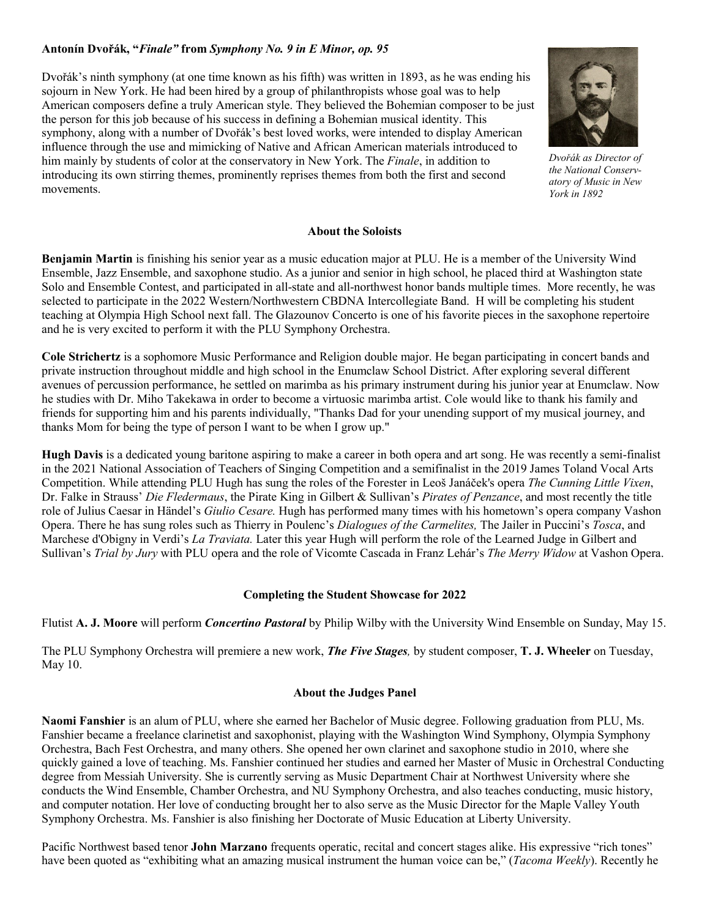**Antonín Dvořák, "*Finale"* from *Symphony No. 9 in E Minor, op. 95***

Dvořák's ninth symphony (at one time known as his fifth) was written in 1893, as he was ending his sojourn in New York. He had been hired by a group of philanthropists whose goal was to help American composers define a truly American style. They believed the Bohemian composer to be just the person for this job because of his success in defining a Bohemian musical identity. This symphony, along with a number of Dvořák's best loved works, were intended to display American influence through the use and mimicking of Native and African American materials introduced to him mainly by students of color at the conservatory in New York. The *Finale*, in addition to introducing its own stirring themes, prominently reprises themes from both the first and second movements.

*Dvořák as Director of the National Conservatory of Music in New York in 1892*

**About the Soloists**

**Benjamin Martin** is finishing his senior year as a music education major at PLU. He is a member of the University Wind Ensemble, Jazz Ensemble, and saxophone studio. As a junior and senior in high school, he placed third at Washington state Solo and Ensemble Contest, and participated in all-state and all-northwest honor bands multiple times. More recently, he was selected to participate in the 2022 Western/Northwestern CBDNA Intercollegiate Band. H will be completing his student teaching at Olympia High School next fall. The Glazounov Concerto is one of his favorite pieces in the saxophone repertoire and he is very excited to perform it with the PLU Symphony Orchestra.

**Cole Strichertz** is a sophomore Music Performance and Religion double major. He began participating in concert bands and private instruction throughout middle and high school in the Enumclaw School District. After exploring several different avenues of percussion performance, he settled on marimba as his primary instrument during his junior year at Enumclaw. Now he studies with Dr. Miho Takekawa in order to become a virtuosic marimba artist. Cole would like to thank his family and friends for supporting him and his parents individually, "Thanks Dad for your unending support of my musical journey, and thanks Mom for being the type of person I want to be when I grow up."

**Hugh Davis** is a dedicated young baritone aspiring to make a career in both opera and art song. He was recently a semi-finalist in the 2021 National Association of Teachers of Singing Competition and a semifinalist in the 2019 James Toland Vocal Arts Competition. While attending PLU Hugh has sung the roles of the Forester in Leoš Janáček's opera *The Cunning Little Vixen*, Dr. Falke in Strauss' *Die Fledermaus*, the Pirate King in Gilbert & Sullivan's *Pirates of Penzance*, and most recently the title role of Julius Caesar in Händel's *Giulio Cesare.* Hugh has performed many times with his hometown's opera company Vashon Opera. There he has sung roles such as Thierry in Poulenc's *Dialogues of the Carmelites,* The Jailer in Puccini's *Tosca*, and Marchese d'Obigny in Verdi's *La Traviata.* Later this year Hugh will perform the role of the Learned Judge in Gilbert and Sullivan's *Trial by Jury* with PLU opera and the role of Vicomte Cascada in Franz Lehár's *The Merry Widow* at Vashon Opera.

**Completing the Student Showcase for 2022**

Flutist **A. J. Moore** will perform ***Concertino Pastoral*** by Philip Wilby with the University Wind Ensemble on Sunday, May 15.

The PLU Symphony Orchestra will premiere a new work, ***The Five Stages,*** by student composer, **T. J. Wheeler** on Tuesday, May 10.

**About the Judges Panel**

**Naomi Fanshier** is an alum of PLU, where she earned her Bachelor of Music degree. Following graduation from PLU, Ms. Fanshier became a freelance clarinetist and saxophonist, playing with the Washington Wind Symphony, Olympia Symphony Orchestra, Bach Fest Orchestra, and many others. She opened her own clarinet and saxophone studio in 2010, where she quickly gained a love of teaching. Ms. Fanshier continued her studies and earned her Master of Music in Orchestral Conducting degree from Messiah University. She is currently serving as Music Department Chair at Northwest University where she conducts the Wind Ensemble, Chamber Orchestra, and NU Symphony Orchestra, and also teaches conducting, music history, and computer notation. Her love of conducting brought her to also serve as the Music Director for the Maple Valley Youth Symphony Orchestra. Ms. Fanshier is also finishing her Doctorate of Music Education at Liberty University.

Pacific Northwest based tenor **John Marzano** frequents operatic, recital and concert stages alike. His expressive "rich tones" have been quoted as "exhibiting what an amazing musical instrument the human voice can be," (*Tacoma Weekly*). Recently he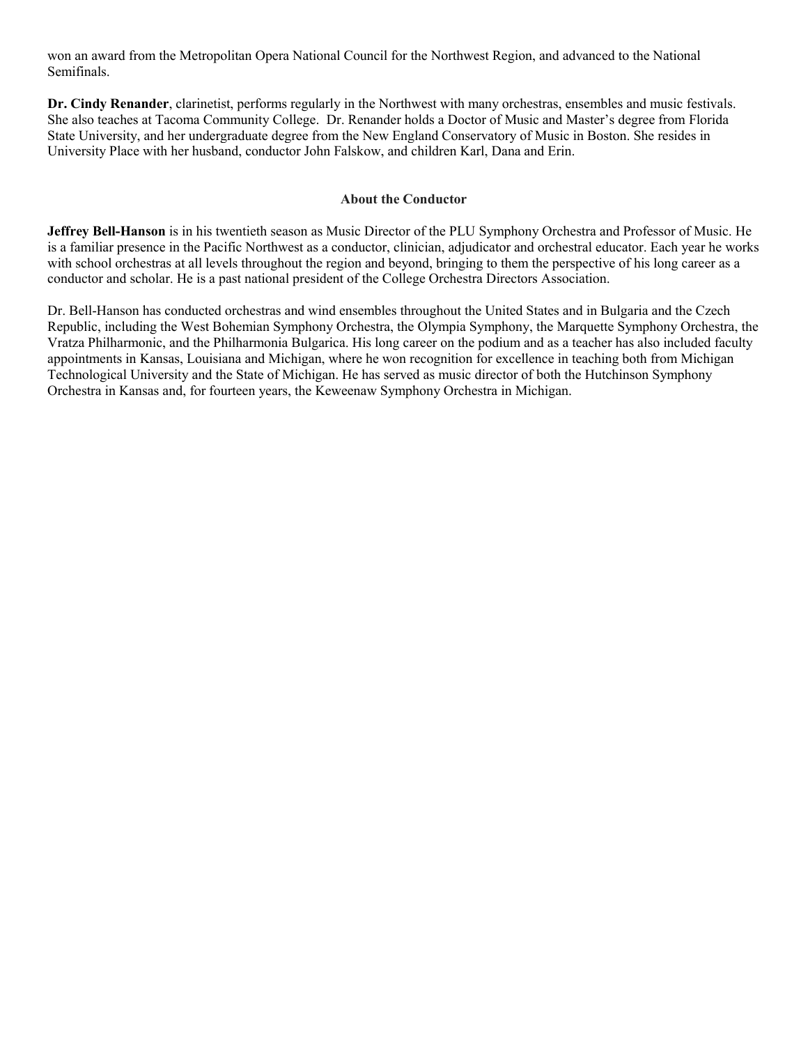won an award from the Metropolitan Opera National Council for the Northwest Region, and advanced to the National Semifinals.

**Dr. Cindy Renander**, clarinetist, performs regularly in the Northwest with many orchestras, ensembles and music festivals. She also teaches at Tacoma Community College. Dr. Renander holds a Doctor of Music and Master's degree from Florida State University, and her undergraduate degree from the New England Conservatory of Music in Boston. She resides in University Place with her husband, conductor John Falskow, and children Karl, Dana and Erin.

### About the Conductor

**Jeffrey Bell-Hanson** is in his twentieth season as Music Director of the PLU Symphony Orchestra and Professor of Music. He is a familiar presence in the Pacific Northwest as a conductor, clinician, adjudicator and orchestral educator. Each year he works with school orchestras at all levels throughout the region and beyond, bringing to them the perspective of his long career as a conductor and scholar. He is a past national president of the College Orchestra Directors Association.

Dr. Bell-Hanson has conducted orchestras and wind ensembles throughout the United States and in Bulgaria and the Czech Republic, including the West Bohemian Symphony Orchestra, the Olympia Symphony, the Marquette Symphony Orchestra, the Vratza Philharmonic, and the Philharmonia Bulgarica. His long career on the podium and as a teacher has also included faculty appointments in Kansas, Louisiana and Michigan, where he won recognition for excellence in teaching both from Michigan Technological University and the State of Michigan. He has served as music director of both the Hutchinson Symphony Orchestra in Kansas and, for fourteen years, the Keweenaw Symphony Orchestra in Michigan.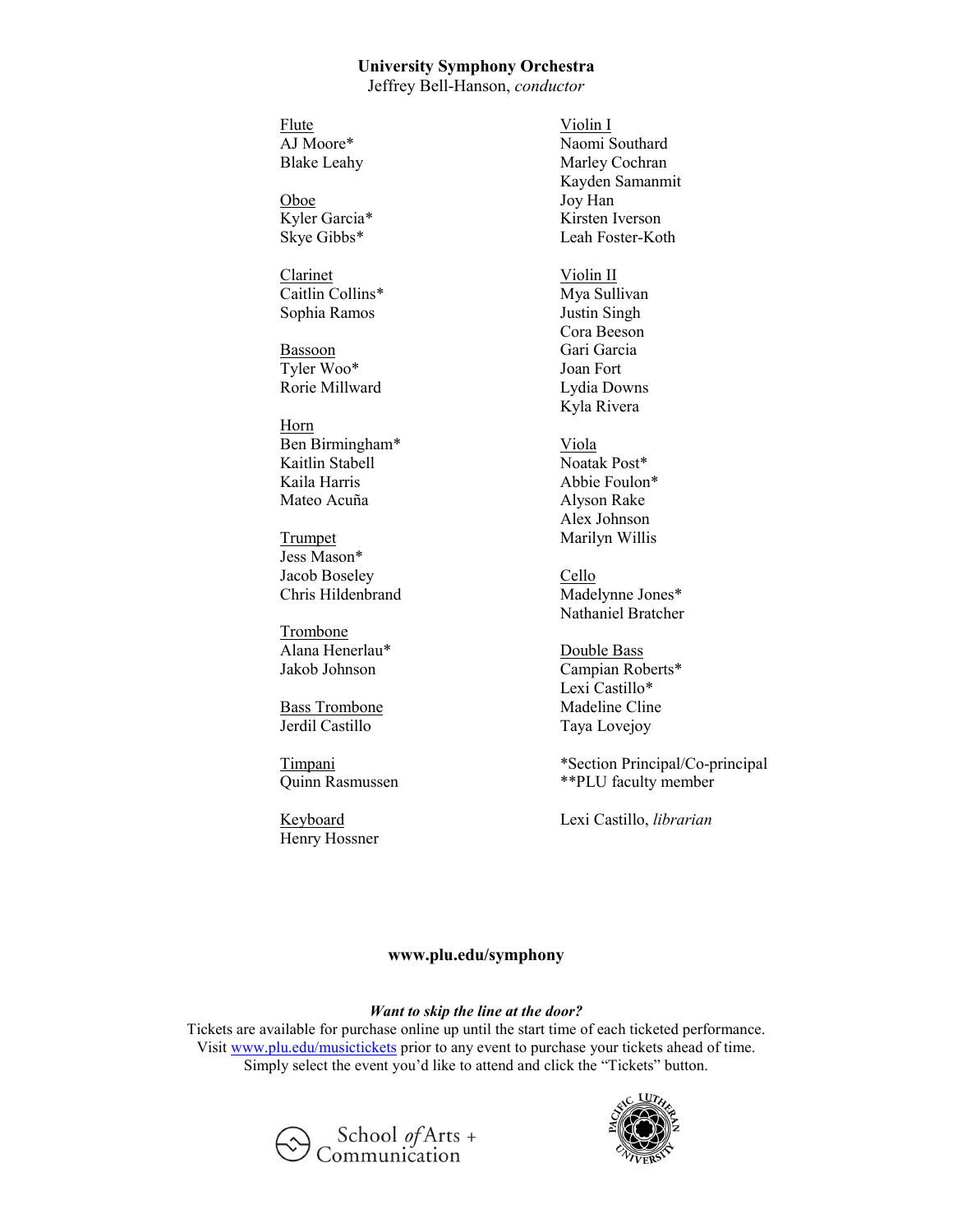**University Symphony Orchestra**
Jeffrey Bell-Hanson, *conductor*

Flute
AJ Moore*
Blake Leahy

Oboe
Kyler Garcia*
Skye Gibbs*

Clarinet
Caitlin Collins*
Sophia Ramos

Bassoon
Tyler Woo*
Rorie Millward

Horn
Ben Birmingham*
Kaitlin Stabell
Kaila Harris
Mateo Acuña

Trumpet
Jess Mason*
Jacob Boseley
Chris Hildenbrand

Trombone
Alana Henerlau*
Jakob Johnson

Bass Trombone
Jerdil Castillo

Timpani
Quinn Rasmussen

Keyboard
Henry Hossner

Violin I
Naomi Southard
Marley Cochran
Kayden Samanmit
Joy Han
Kirsten Iverson
Leah Foster-Koth

Violin II
Mya Sullivan
Justin Singh
Cora Beeson
Gari Garcia
Joan Fort
Lydia Downs
Kyla Rivera

Viola
Noatak Post*
Abbie Foulon*
Alyson Rake
Alex Johnson
Marilyn Willis

Cello
Madelynne Jones*
Nathaniel Bratcher

Double Bass
Campian Roberts*
Lexi Castillo*
Madeline Cline
Taya Lovejoy

*Section Principal/Co-principal
**PLU faculty member

Lexi Castillo, *librarian*

**www.plu.edu/symphony**

***Want to skip the line at the door?***
Tickets are available for purchase online up until the start time of each ticketed performance. Visit www.plu.edu/musictickets prior to any event to purchase your tickets ahead of time. Simply select the event you'd like to attend and click the "Tickets" button.

School *of* Arts + Communication

Pacific Lutheran University